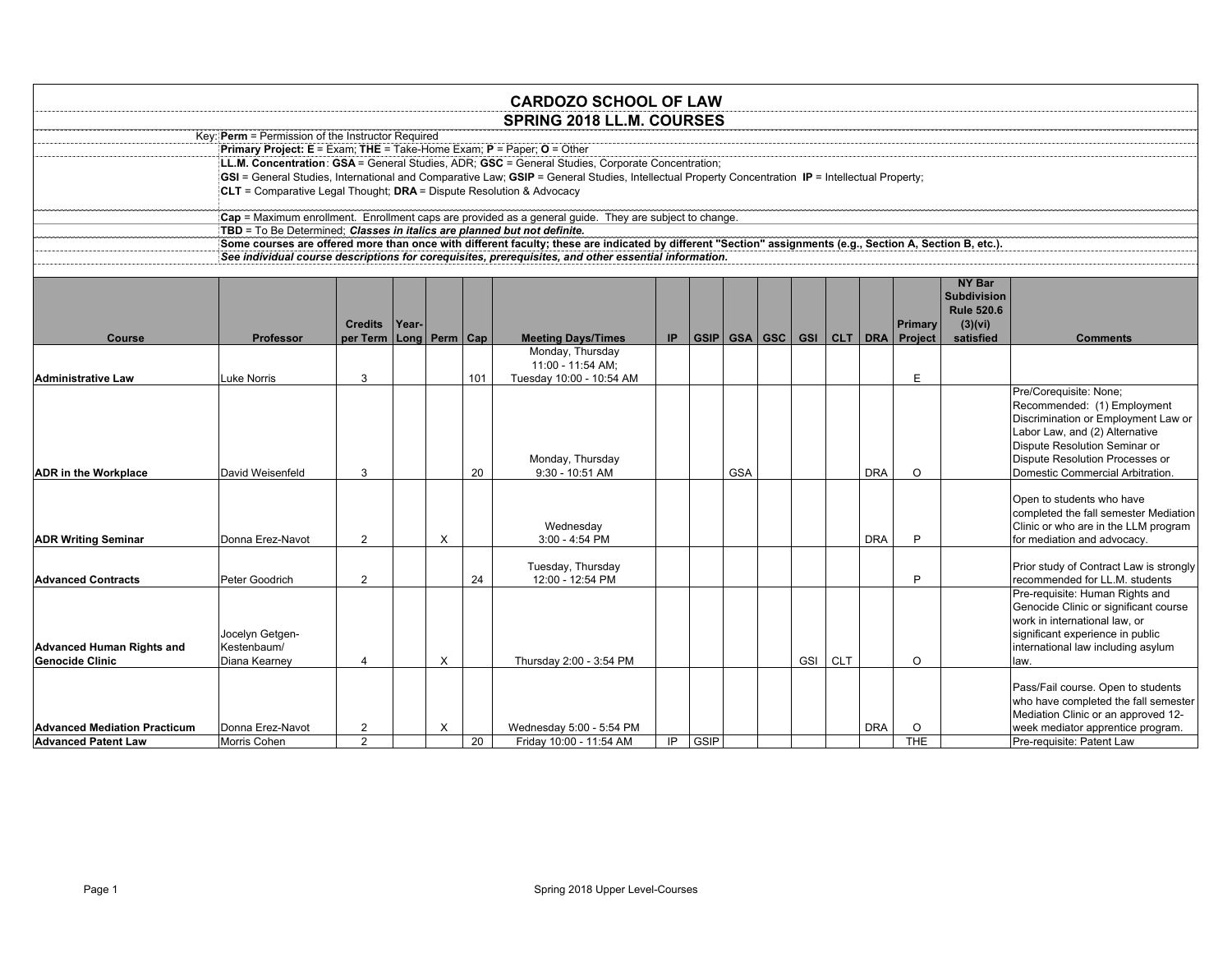# CARDOZO SCHOOL OF LAW

## SPRING 2018 LL.M. COURSES

Key: **Perm** = Permission of the Instructor Required

**Primary Project: E** = Exam; **THE** = Take-Home Exam; **P** = Paper; **O** = Other

**LL.M. Concentration**: **GSA** = General Studies, ADR; **GSC** = General Studies, Corporate Concentration;

**GSI** = General Studies, International and Comparative Law; **GSIP** = General Studies, Intellectual Property Concentration **IP** = Intellectual Property;

**CLT** = Comparative Legal Thought; **DRA** = Dispute Resolution & Advocacy

**Cap** = Maximum enrollment. Enrollment caps are provided as a general guide. They are subject to change.

**TBD** = To Be Determined; ***Classes in italics are planned but not definite.***

**Some courses are offered more than once with different faculty; these are indicated by different "Section" assignments (e.g., Section A, Section B, etc.).**

***See individual course descriptions for corequisites, prerequisites, and other essential information.***

| Course | Professor | Credits per Term | Year-Long | Perm | Cap | Meeting Days/Times | IP | GSIP | GSA | GSC | GSI | CLT | DRA | Primary Project | NY Bar Subdivision Rule 520.6 (3)(vi) satisfied | Comments |
|---|---|---|---|---|---|---|---|---|---|---|---|---|---|---|---|---|
| **Administrative Law** | Luke Norris | 3 | | | 101 | Monday, Thursday 11:00 - 11:54 AM; Tuesday 10:00 - 10:54 AM | | | | | | | | E | | |
| **ADR in the Workplace** | David Weisenfeld | 3 | | | 20 | Monday, Thursday 9:30 - 10:51 AM | | | GSA | | | | DRA | O | | Pre/Corequisite: None; Recommended: (1) Employment Discrimination or Employment Law or Labor Law, and (2) Alternative Dispute Resolution Seminar or Dispute Resolution Processes or Domestic Commercial Arbitration. |
| **ADR Writing Seminar** | Donna Erez-Navot | 2 | | X | | Wednesday 3:00 - 4:54 PM | | | | | | | DRA | P | | Open to students who have completed the fall semester Mediation Clinic or who are in the LLM program for mediation and advocacy. |
| **Advanced Contracts** | Peter Goodrich | 2 | | | 24 | Tuesday, Thursday 12:00 - 12:54 PM | | | | | | | | P | | Prior study of Contract Law is strongly recommended for LL.M. students |
| **Advanced Human Rights and Genocide Clinic** | Jocelyn Getgen-Kestenbaum/ Diana Kearney | 4 | | X | | Thursday 2:00 - 3:54 PM | | | | | GSI | CLT | | O | | Pre-requisite: Human Rights and Genocide Clinic or significant course work in international law, or significant experience in public international law including asylum law. |
| **Advanced Mediation Practicum** | Donna Erez-Navot | 2 | | X | | Wednesday 5:00 - 5:54 PM | | | | | | | DRA | O | | Pass/Fail course. Open to students who have completed the fall semester Mediation Clinic or an approved 12-week mediator apprentice program. |
| **Advanced Patent Law** | Morris Cohen | 2 | | | 20 | Friday 10:00 - 11:54 AM | IP | GSIP | | | | | | THE | | Pre-requisite: Patent Law |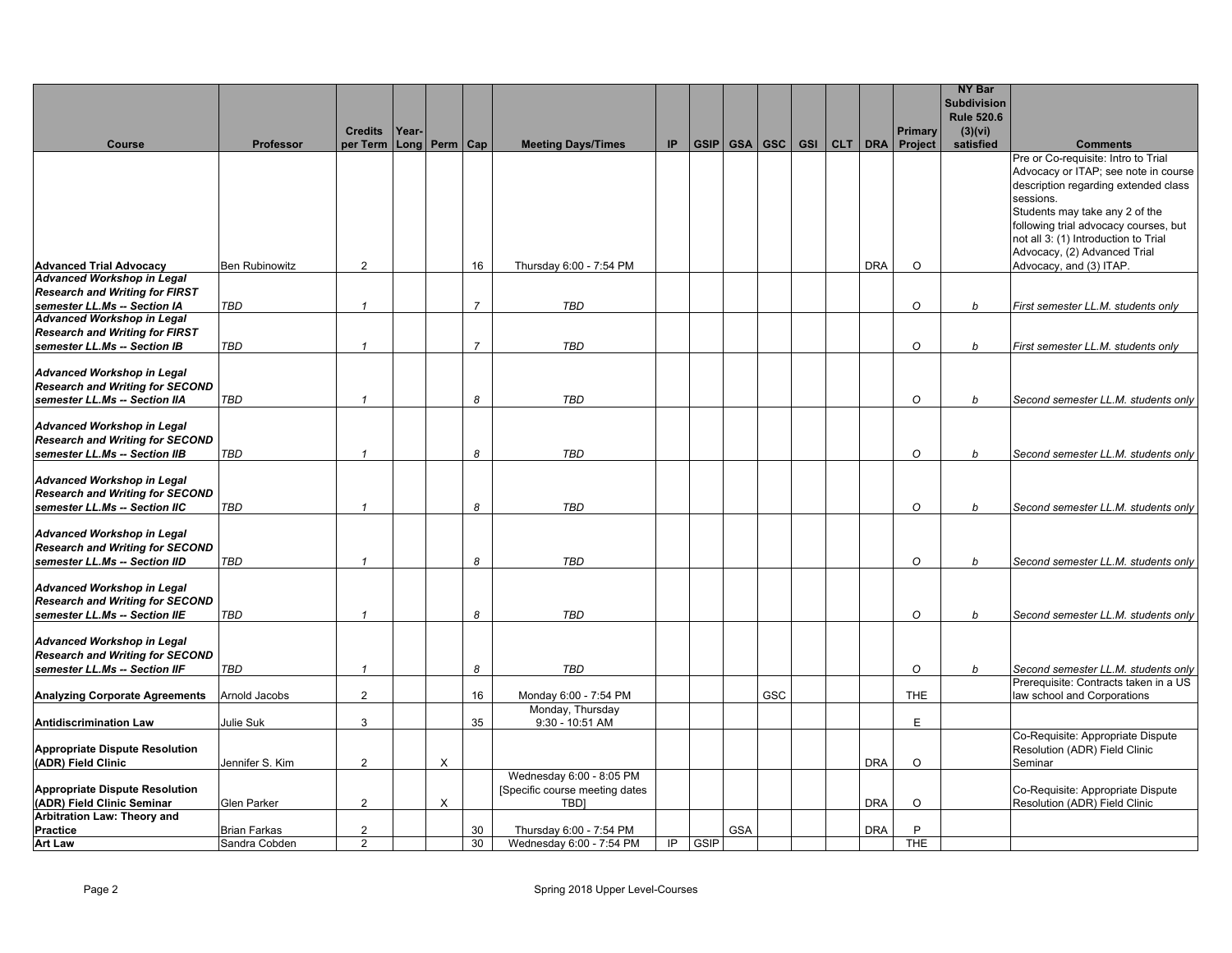| Course | Professor | Credits per Term | Year-Long | Perm | Cap | Meeting Days/Times | IP | GSIP | GSA | GSC | GSI | CLT | DRA | Primary Project | NY Bar Subdivision Rule 520.6 (3)(vi) satisfied | Comments |
|---|---|---|---|---|---|---|---|---|---|---|---|---|---|---|---|---|
| **Advanced Trial Advocacy** | Ben Rubinowitz | 2 | | | 16 | Thursday 6:00 - 7:54 PM | | | | | | | DRA | O | | Pre or Co-requisite: Intro to Trial Advocacy or ITAP; see note in course description regarding extended class sessions. Students may take any 2 of the following trial advocacy courses, but not all 3: (1) Introduction to Trial Advocacy, (2) Advanced Trial Advocacy, and (3) ITAP. |
| ***Advanced Workshop in Legal Research and Writing for FIRST semester LL.Ms -- Section IA*** | *TBD* | *1* | | | *7* | *TBD* | | | | | | | | *O* | *b* | *First semester LL.M. students only* |
| ***Advanced Workshop in Legal Research and Writing for FIRST semester LL.Ms -- Section IB*** | *TBD* | *1* | | | *7* | *TBD* | | | | | | | | *O* | *b* | *First semester LL.M. students only* |
| ***Advanced Workshop in Legal Research and Writing for SECOND semester LL.Ms -- Section IIA*** | *TBD* | *1* | | | *8* | *TBD* | | | | | | | | *O* | *b* | *Second semester LL.M. students only* |
| ***Advanced Workshop in Legal Research and Writing for SECOND semester LL.Ms -- Section IIB*** | *TBD* | *1* | | | *8* | *TBD* | | | | | | | | *O* | *b* | *Second semester LL.M. students only* |
| ***Advanced Workshop in Legal Research and Writing for SECOND semester LL.Ms -- Section IIC*** | *TBD* | *1* | | | *8* | *TBD* | | | | | | | | *O* | *b* | *Second semester LL.M. students only* |
| ***Advanced Workshop in Legal Research and Writing for SECOND semester LL.Ms -- Section IID*** | *TBD* | *1* | | | *8* | *TBD* | | | | | | | | *O* | *b* | *Second semester LL.M. students only* |
| ***Advanced Workshop in Legal Research and Writing for SECOND semester LL.Ms -- Section IIE*** | *TBD* | *1* | | | *8* | *TBD* | | | | | | | | *O* | *b* | *Second semester LL.M. students only* |
| ***Advanced Workshop in Legal Research and Writing for SECOND semester LL.Ms -- Section IIF*** | *TBD* | *1* | | | *8* | *TBD* | | | | | | | | *O* | *b* | *Second semester LL.M. students only* |
| **Analyzing Corporate Agreements** | Arnold Jacobs | 2 | | | 16 | Monday 6:00 - 7:54 PM | | | | GSC | | | | THE | | Prerequisite: Contracts taken in a US law school and Corporations |
| **Antidiscrimination Law** | Julie Suk | 3 | | | 35 | Monday, Thursday 9:30 - 10:51 AM | | | | | | | | E | | |
| **Appropriate Dispute Resolution (ADR) Field Clinic** | Jennifer S. Kim | 2 | | X | | | | | | | | | DRA | O | | Co-Requisite: Appropriate Dispute Resolution (ADR) Field Clinic Seminar |
| **Appropriate Dispute Resolution (ADR) Field Clinic Seminar** | Glen Parker | 2 | | X | | Wednesday 6:00 - 8:05 PM [Specific course meeting dates TBD] | | | | | | | DRA | O | | Co-Requisite: Appropriate Dispute Resolution (ADR) Field Clinic |
| **Arbitration Law: Theory and Practice** | Brian Farkas | 2 | | | 30 | Thursday 6:00 - 7:54 PM | | | GSA | | | | DRA | P | | |
| **Art Law** | Sandra Cobden | 2 | | | 30 | Wednesday 6:00 - 7:54 PM | IP | GSIP | | | | | | THE | | |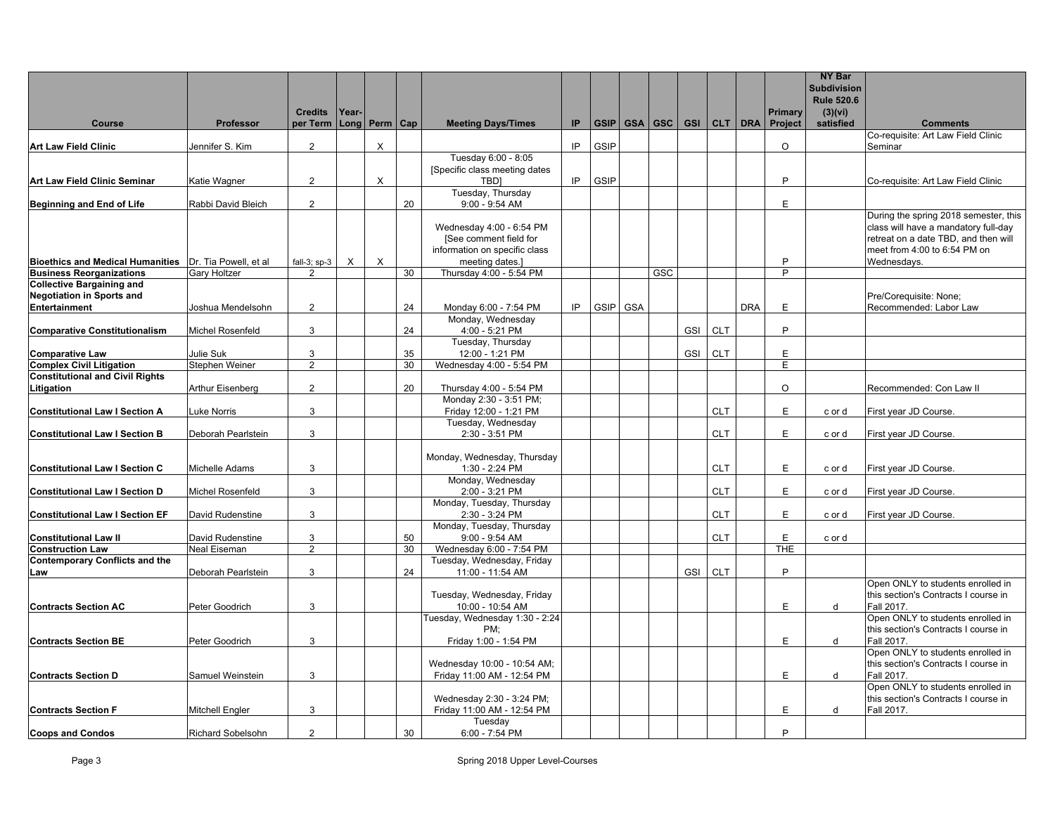| Course | Professor | Credits per Term | Year-Long | Perm | Cap | Meeting Days/Times | IP | GSIP | GSA | GSC | GSI | CLT | DRA | Primary Project | NY Bar Subdivision Rule 520.6 (3)(vi) satisfied | Comments |
|---|---|---|---|---|---|---|---|---|---|---|---|---|---|---|---|---|
| **Art Law Field Clinic** | Jennifer S. Kim | 2 | | X | | | IP | GSIP | | | | | | O | | Co-requisite: Art Law Field Clinic Seminar |
| **Art Law Field Clinic Seminar** | Katie Wagner | 2 | | X | | Tuesday 6:00 - 8:05 [Specific class meeting dates TBD] | IP | GSIP | | | | | | P | | Co-requisite: Art Law Field Clinic |
| **Beginning and End of Life** | Rabbi David Bleich | 2 | | | 20 | Tuesday, Thursday 9:00 - 9:54 AM | | | | | | | | E | | |
| **Bioethics and Medical Humanities** | Dr. Tia Powell, et al | fall-3; sp-3 | X | X | | Wednesday 4:00 - 6:54 PM [See comment field for information on specific class meeting dates.] | | | | | | | | P | | During the spring 2018 semester, this class will have a mandatory full-day retreat on a date TBD, and then will meet from 4:00 to 6:54 PM on Wednesdays. |
| **Business Reorganizations** | Gary Holtzer | 2 | | | 30 | Thursday 4:00 - 5:54 PM | | | | GSC | | | | P | | |
| **Collective Bargaining and Negotiation in Sports and Entertainment** | Joshua Mendelsohn | 2 | | | 24 | Monday 6:00 - 7:54 PM | IP | GSIP | GSA | | | | DRA | E | | Pre/Corequisite: None; Recommended: Labor Law |
| **Comparative Constitutionalism** | Michel Rosenfeld | 3 | | | 24 | Monday, Wednesday 4:00 - 5:21 PM | | | | | GSI | CLT | | P | | |
| **Comparative Law** | Julie Suk | 3 | | | 35 | Tuesday, Thursday 12:00 - 1:21 PM | | | | | GSI | CLT | | E | | |
| **Complex Civil Litigation** | Stephen Weiner | 2 | | | 30 | Wednesday 4:00 - 5:54 PM | | | | | | | | E | | |
| **Constitutional and Civil Rights Litigation** | Arthur Eisenberg | 2 | | | 20 | Thursday 4:00 - 5:54 PM | | | | | | | | O | | Recommended: Con Law II |
| **Constitutional Law I Section A** | Luke Norris | 3 | | | | Monday 2:30 - 3:51 PM; Friday 12:00 - 1:21 PM | | | | | | CLT | | E | c or d | First year JD Course. |
| **Constitutional Law I Section B** | Deborah Pearlstein | 3 | | | | Tuesday, Wednesday 2:30 - 3:51 PM | | | | | | CLT | | E | c or d | First year JD Course. |
| **Constitutional Law I Section C** | Michelle Adams | 3 | | | | Monday, Wednesday, Thursday 1:30 - 2:24 PM | | | | | | CLT | | E | c or d | First year JD Course. |
| **Constitutional Law I Section D** | Michel Rosenfeld | 3 | | | | Monday, Wednesday 2:00 - 3:21 PM | | | | | | CLT | | E | c or d | First year JD Course. |
| **Constitutional Law I Section EF** | David Rudenstine | 3 | | | | Monday, Tuesday, Thursday 2:30 - 3:24 PM | | | | | | CLT | | E | c or d | First year JD Course. |
| **Constitutional Law II** | David Rudenstine | 3 | | | 50 | Monday, Tuesday, Thursday 9:00 - 9:54 AM | | | | | | CLT | | E | c or d | |
| **Construction Law** | Neal Eiseman | 2 | | | 30 | Wednesday 6:00 - 7:54 PM | | | | | | | | THE | | |
| **Contemporary Conflicts and the Law** | Deborah Pearlstein | 3 | | | 24 | Tuesday, Wednesday, Friday 11:00 - 11:54 AM | | | | | GSI | CLT | | P | | |
| **Contracts Section AC** | Peter Goodrich | 3 | | | | Tuesday, Wednesday, Friday 10:00 - 10:54 AM | | | | | | | | E | d | Open ONLY to students enrolled in this section's Contracts I course in Fall 2017. |
| **Contracts Section BE** | Peter Goodrich | 3 | | | | Tuesday, Wednesday 1:30 - 2:24 PM; Friday 1:00 - 1:54 PM | | | | | | | | E | d | Open ONLY to students enrolled in this section's Contracts I course in Fall 2017. |
| **Contracts Section D** | Samuel Weinstein | 3 | | | | Wednesday 10:00 - 10:54 AM; Friday 11:00 AM - 12:54 PM | | | | | | | | E | d | Open ONLY to students enrolled in this section's Contracts I course in Fall 2017. |
| **Contracts Section F** | Mitchell Engler | 3 | | | | Wednesday 2:30 - 3:24 PM; Friday 11:00 AM - 12:54 PM | | | | | | | | E | d | Open ONLY to students enrolled in this section's Contracts I course in Fall 2017. |
| **Coops and Condos** | Richard Sobelsohn | 2 | | | 30 | Tuesday 6:00 - 7:54 PM | | | | | | | | P | | |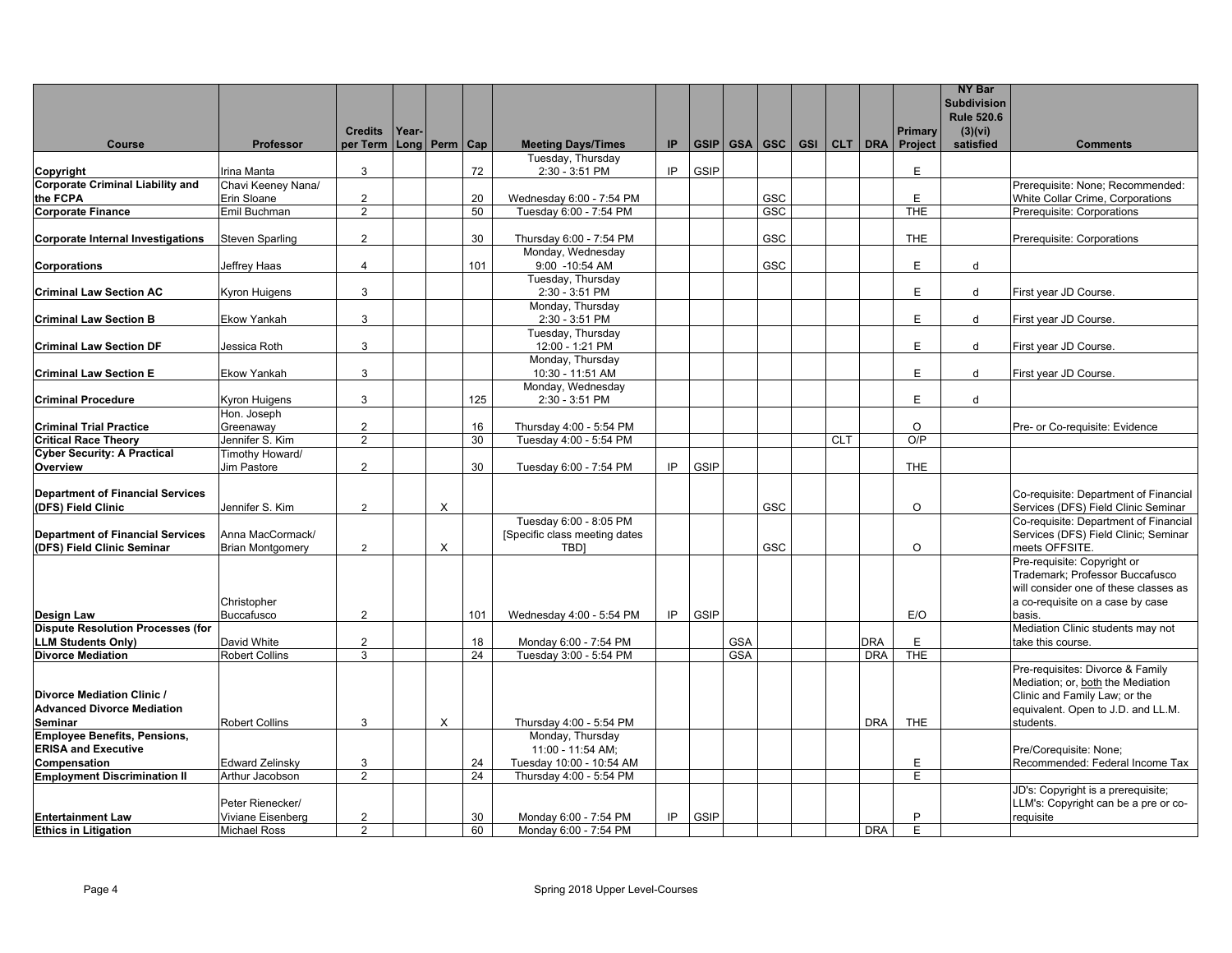| Course | Professor | Credits per Term | Year-Long | Perm | Cap | Meeting Days/Times | IP | GSIP | GSA | GSC | GSI | CLT | DRA | Primary Project | NY Bar Subdivision Rule 520.6 (3)(vi) satisfied | Comments |
|---|---|---|---|---|---|---|---|---|---|---|---|---|---|---|---|---|
| **Copyright** | Irina Manta | 3 | | | 72 | Tuesday, Thursday 2:30 - 3:51 PM | IP | GSIP | | | | | | E | | |
| **Corporate Criminal Liability and the FCPA** | Chavi Keeney Nana/ Erin Sloane | 2 | | | 20 | Wednesday 6:00 - 7:54 PM | | | | GSC | | | | E | | Prerequisite: None; Recommended: White Collar Crime, Corporations |
| **Corporate Finance** | Emil Buchman | 2 | | | 50 | Tuesday 6:00 - 7:54 PM | | | | GSC | | | | THE | | Prerequisite: Corporations |
| **Corporate Internal Investigations** | Steven Sparling | 2 | | | 30 | Thursday 6:00 - 7:54 PM | | | | GSC | | | | THE | | Prerequisite: Corporations |
| **Corporations** | Jeffrey Haas | 4 | | | 101 | Monday, Wednesday 9:00 -10:54 AM | | | | GSC | | | | E | d | |
| **Criminal Law Section AC** | Kyron Huigens | 3 | | | | Tuesday, Thursday 2:30 - 3:51 PM | | | | | | | | E | d | First year JD Course. |
| **Criminal Law Section B** | Ekow Yankah | 3 | | | | Monday, Thursday 2:30 - 3:51 PM | | | | | | | | E | d | First year JD Course. |
| **Criminal Law Section DF** | Jessica Roth | 3 | | | | Tuesday, Thursday 12:00 - 1:21 PM | | | | | | | | E | d | First year JD Course. |
| **Criminal Law Section E** | Ekow Yankah | 3 | | | | Monday, Thursday 10:30 - 11:51 AM | | | | | | | | E | d | First year JD Course. |
| **Criminal Procedure** | Kyron Huigens | 3 | | | 125 | Monday, Wednesday 2:30 - 3:51 PM | | | | | | | | E | d | |
| **Criminal Trial Practice** | Hon. Joseph Greenaway | 2 | | | 16 | Thursday 4:00 - 5:54 PM | | | | | | | | O | | Pre- or Co-requisite: Evidence |
| **Critical Race Theory** | Jennifer S. Kim | 2 | | | 30 | Tuesday 4:00 - 5:54 PM | | | | | | CLT | | O/P | | |
| **Cyber Security: A Practical Overview** | Timothy Howard/ Jim Pastore | 2 | | | 30 | Tuesday 6:00 - 7:54 PM | IP | GSIP | | | | | | THE | | |
| **Department of Financial Services (DFS) Field Clinic** | Jennifer S. Kim | 2 | | X | | | | | | GSC | | | | O | | Co-requisite: Department of Financial Services (DFS) Field Clinic Seminar |
| **Department of Financial Services (DFS) Field Clinic Seminar** | Anna MacCormack/ Brian Montgomery | 2 | | X | | Tuesday 6:00 - 8:05 PM [Specific class meeting dates TBD] | | | | GSC | | | | O | | Co-requisite: Department of Financial Services (DFS) Field Clinic; Seminar meets OFFSITE. |
| **Design Law** | Christopher Buccafusco | 2 | | | 101 | Wednesday 4:00 - 5:54 PM | IP | GSIP | | | | | | E/O | | Pre-requisite: Copyright or Trademark; Professor Buccafusco will consider one of these classes as a co-requisite on a case by case basis. |
| **Dispute Resolution Processes (for LLM Students Only)** | David White | 2 | | | 18 | Monday 6:00 - 7:54 PM | | | GSA | | | | DRA | E | | Mediation Clinic students may not take this course. |
| **Divorce Mediation** | Robert Collins | 3 | | | 24 | Tuesday 3:00 - 5:54 PM | | | GSA | | | | DRA | THE | | |
| **Divorce Mediation Clinic / Advanced Divorce Mediation Seminar** | Robert Collins | 3 | | X | | Thursday 4:00 - 5:54 PM | | | | | | | DRA | THE | | Pre-requisites: Divorce & Family Mediation; or, both the Mediation Clinic and Family Law; or the equivalent. Open to J.D. and LL.M. students. |
| **Employee Benefits, Pensions, ERISA and Executive Compensation** | Edward Zelinsky | 3 | | | 24 | Monday, Thursday 11:00 - 11:54 AM; Tuesday 10:00 - 10:54 AM | | | | | | | | E | | Pre/Corequisite: None; Recommended: Federal Income Tax |
| **Employment Discrimination II** | Arthur Jacobson | 2 | | | 24 | Thursday 4:00 - 5:54 PM | | | | | | | | E | | |
| **Entertainment Law** | Peter Rienecker/ Viviane Eisenberg | 2 | | | 30 | Monday 6:00 - 7:54 PM | IP | GSIP | | | | | | P | | JD's: Copyright is a prerequisite; LLM's: Copyright can be a pre or co-requisite |
| **Ethics in Litigation** | Michael Ross | 2 | | | 60 | Monday 6:00 - 7:54 PM | | | | | | | DRA | E | | |

Spring 2018 Upper Level-Courses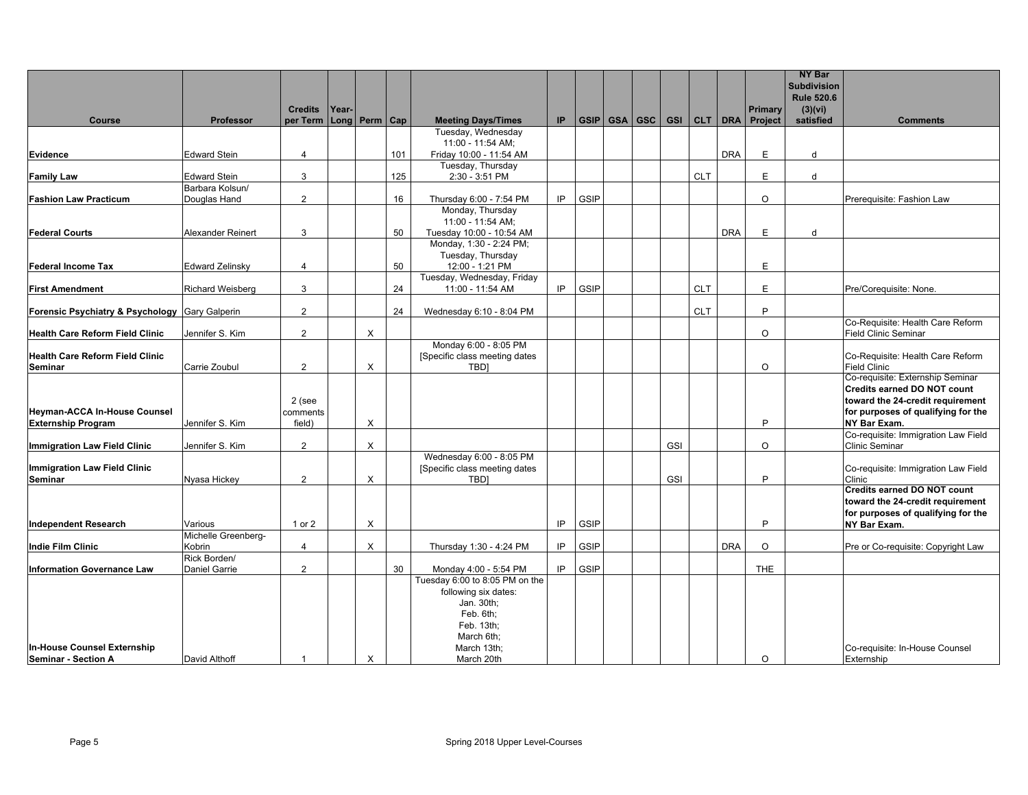| Course | Professor | Credits per Term | Year-Long | Perm | Cap | Meeting Days/Times | IP | GSIP | GSA | GSC | GSI | CLT | DRA | Primary Project | NY Bar Subdivision Rule 520.6 (3)(vi) satisfied | Comments |
|---|---|---|---|---|---|---|---|---|---|---|---|---|---|---|---|---|
| **Evidence** | Edward Stein | 4 | | | 101 | Tuesday, Wednesday 11:00 - 11:54 AM; Friday 10:00 - 11:54 AM | | | | | | | DRA | E | d | |
| **Family Law** | Edward Stein | 3 | | | 125 | Tuesday, Thursday 2:30 - 3:51 PM | | | | | | CLT | | E | d | |
| **Fashion Law Practicum** | Barbara Kolsun/ Douglas Hand | 2 | | | 16 | Thursday 6:00 - 7:54 PM | IP | GSIP | | | | | | O | | Prerequisite: Fashion Law |
| **Federal Courts** | Alexander Reinert | 3 | | | 50 | Monday, Thursday 11:00 - 11:54 AM; Tuesday 10:00 - 10:54 AM | | | | | | | DRA | E | d | |
| **Federal Income Tax** | Edward Zelinsky | 4 | | | 50 | Monday, 1:30 - 2:24 PM; Tuesday, Thursday 12:00 - 1:21 PM | | | | | | | | E | | |
| **First Amendment** | Richard Weisberg | 3 | | | 24 | Tuesday, Wednesday, Friday 11:00 - 11:54 AM | IP | GSIP | | | | CLT | | E | | Pre/Corequisite: None. |
| **Forensic Psychiatry & Psychology** | Gary Galperin | 2 | | | 24 | Wednesday 6:10 - 8:04 PM | | | | | | CLT | | P | | |
| **Health Care Reform Field Clinic** | Jennifer S. Kim | 2 | | X | | | | | | | | | | O | | Co-Requisite: Health Care Reform Field Clinic Seminar |
| **Health Care Reform Field Clinic Seminar** | Carrie Zoubul | 2 | | X | | Monday 6:00 - 8:05 PM [Specific class meeting dates TBD] | | | | | | | | O | | Co-Requisite: Health Care Reform Field Clinic |
| **Heyman-ACCA In-House Counsel Externship Program** | Jennifer S. Kim | 2 (see comments field) | | X | | | | | | | | | | P | | Co-requisite: Externship Seminar **Credits earned DO NOT count toward the 24-credit requirement for purposes of qualifying for the NY Bar Exam.** |
| **Immigration Law Field Clinic** | Jennifer S. Kim | 2 | | X | | | | | | | GSI | | | O | | Co-requisite: Immigration Law Field Clinic Seminar |
| **Immigration Law Field Clinic Seminar** | Nyasa Hickey | 2 | | X | | Wednesday 6:00 - 8:05 PM [Specific class meeting dates TBD] | | | | | GSI | | | P | | Co-requisite: Immigration Law Field Clinic |
| **Independent Research** | Various | 1 or 2 | | X | | | IP | GSIP | | | | | | P | | **Credits earned DO NOT count toward the 24-credit requirement for purposes of qualifying for the NY Bar Exam.** |
| **Indie Film Clinic** | Michelle Greenberg-Kobrin | 4 | | X | | Thursday 1:30 - 4:24 PM | IP | GSIP | | | | | DRA | O | | Pre or Co-requisite: Copyright Law |
| **Information Governance Law** | Rick Borden/ Daniel Garrie | 2 | | | 30 | Monday 4:00 - 5:54 PM | IP | GSIP | | | | | | THE | | |
| **In-House Counsel Externship Seminar - Section A** | David Althoff | 1 | | X | | Tuesday 6:00 to 8:05 PM on the following six dates: Jan. 30th; Feb. 6th; Feb. 13th; March 6th; March 13th; March 20th | | | | | | | | O | | Co-requisite: In-House Counsel Externship |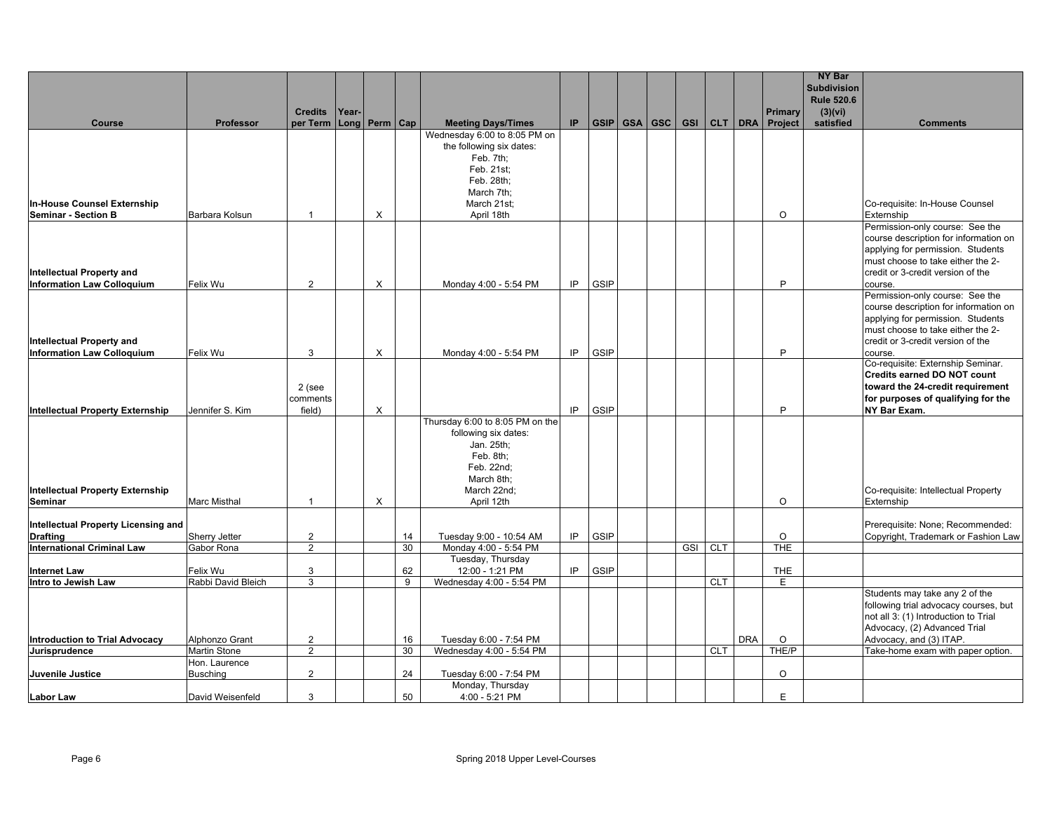| Course | Professor | Credits per Term | Year-Long | Perm | Cap | Meeting Days/Times | IP | GSIP | GSA | GSC | GSI | CLT | DRA | Primary Project | NY Bar Subdivision Rule 520.6 (3)(vi) satisfied | Comments |
|---|---|---|---|---|---|---|---|---|---|---|---|---|---|---|---|---|
| **In-House Counsel Externship Seminar - Section B** | Barbara Kolsun | 1 | | X | | Wednesday 6:00 to 8:05 PM on the following six dates: Feb. 7th; Feb. 21st; Feb. 28th; March 7th; March 21st; April 18th | | | | | | | | O | | Co-requisite: In-House Counsel Externship |
| **Intellectual Property and Information Law Colloquium** | Felix Wu | 2 | | X | | Monday 4:00 - 5:54 PM | IP | GSIP | | | | | | P | | Permission-only course: See the course description for information on applying for permission. Students must choose to take either the 2-credit or 3-credit version of the course. |
| **Intellectual Property and Information Law Colloquium** | Felix Wu | 3 | | X | | Monday 4:00 - 5:54 PM | IP | GSIP | | | | | | P | | Permission-only course: See the course description for information on applying for permission. Students must choose to take either the 2-credit or 3-credit version of the course. |
| **Intellectual Property Externship** | Jennifer S. Kim | 2 (see comments field) | | X | | | IP | GSIP | | | | | | P | | Co-requisite: Externship Seminar. **Credits earned DO NOT count toward the 24-credit requirement for purposes of qualifying for the NY Bar Exam.** |
| **Intellectual Property Externship Seminar** | Marc Misthal | 1 | | X | | Thursday 6:00 to 8:05 PM on the following six dates: Jan. 25th; Feb. 8th; Feb. 22nd; March 8th; March 22nd; April 12th | | | | | | | | O | | Co-requisite: Intellectual Property Externship |
| **Intellectual Property Licensing and Drafting** | Sherry Jetter | 2 | | | 14 | Tuesday 9:00 - 10:54 AM | IP | GSIP | | | | | | O | | Prerequisite: None; Recommended: Copyright, Trademark or Fashion Law |
| **International Criminal Law** | Gabor Rona | 2 | | | 30 | Monday 4:00 - 5:54 PM | | | | | GSI | CLT | | THE | | |
| **Internet Law** | Felix Wu | 3 | | | 62 | Tuesday, Thursday 12:00 - 1:21 PM | IP | GSIP | | | | | | THE | | |
| **Intro to Jewish Law** | Rabbi David Bleich | 3 | | | 9 | Wednesday 4:00 - 5:54 PM | | | | | | CLT | | E | | |
| **Introduction to Trial Advocacy** | Alphonzo Grant | 2 | | | 16 | Tuesday 6:00 - 7:54 PM | | | | | | | DRA | O | | Students may take any 2 of the following trial advocacy courses, but not all 3: (1) Introduction to Trial Advocacy, (2) Advanced Trial Advocacy, and (3) ITAP. |
| **Jurisprudence** | Martin Stone | 2 | | | 30 | Wednesday 4:00 - 5:54 PM | | | | | | CLT | | THE/P | | Take-home exam with paper option. |
| **Juvenile Justice** | Hon. Laurence Busching | 2 | | | 24 | Tuesday 6:00 - 7:54 PM | | | | | | | | O | | |
| **Labor Law** | David Weisenfeld | 3 | | | 50 | Monday, Thursday 4:00 - 5:21 PM | | | | | | | | E | | |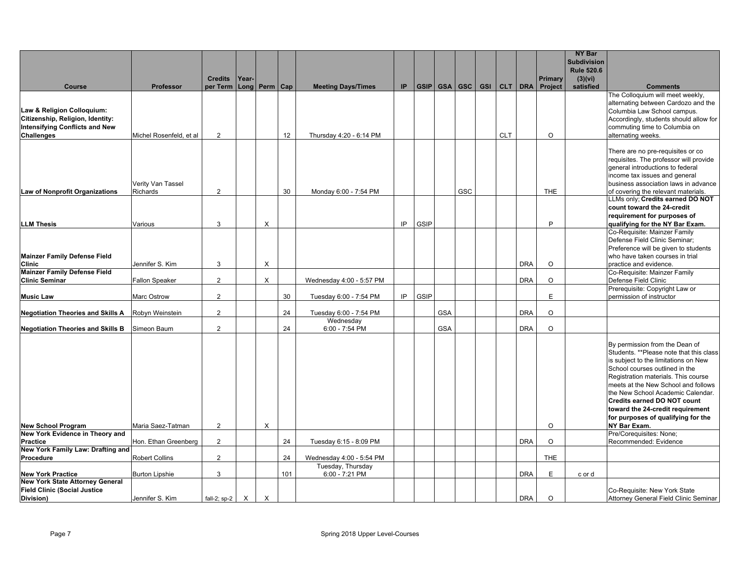| Course | Professor | Credits per Term | Year-Long | Perm | Cap | Meeting Days/Times | IP | GSIP | GSA | GSC | GSI | CLT | DRA | Primary Project | NY Bar Subdivision Rule 520.6 (3)(vi) satisfied | Comments |
|---|---|---|---|---|---|---|---|---|---|---|---|---|---|---|---|---|
| **Law & Religion Colloquium: Citizenship, Religion, Identity: Intensifying Conflicts and New Challenges** | Michel Rosenfeld, et al | 2 | | | 12 | Thursday 4:20 - 6:14 PM | | | | | | CLT | | O | | The Colloquium will meet weekly, alternating between Cardozo and the Columbia Law School campus. Accordingly, students should allow for commuting time to Columbia on alternating weeks. |
| **Law of Nonprofit Organizations** | Verity Van Tassel Richards | 2 | | | 30 | Monday 6:00 - 7:54 PM | | | | GSC | | | | THE | | There are no pre-requisites or co requisites. The professor will provide general introductions to federal income tax issues and general business association laws in advance of covering the relevant materials. |
| **LLM Thesis** | Various | 3 | | X | | | IP | GSIP | | | | | | P | | LLMs only; **Credits earned DO NOT count toward the 24-credit requirement for purposes of qualifying for the NY Bar Exam.** |
| **Mainzer Family Defense Field Clinic** | Jennifer S. Kim | 3 | | X | | | | | | | | | DRA | O | | Co-Requisite: Mainzer Family Defense Field Clinic Seminar; Preference will be given to students who have taken courses in trial practice and evidence. |
| **Mainzer Family Defense Field Clinic Seminar** | Fallon Speaker | 2 | | X | | Wednesday 4:00 - 5:57 PM | | | | | | | DRA | O | | Co-Requisite: Mainzer Family Defense Field Clinic |
| **Music Law** | Marc Ostrow | 2 | | | 30 | Tuesday 6:00 - 7:54 PM | IP | GSIP | | | | | | E | | Prerequisite: Copyright Law or permission of instructor |
| **Negotiation Theories and Skills A** | Robyn Weinstein | 2 | | | 24 | Tuesday 6:00 - 7:54 PM | | | GSA | | | | DRA | O | | |
| **Negotiation Theories and Skills B** | Simeon Baum | 2 | | | 24 | Wednesday 6:00 - 7:54 PM | | | GSA | | | | DRA | O | | |
| **New School Program** | Maria Saez-Tatman | 2 | | X | | | | | | | | | | O | | By permission from the Dean of Students. **Please note that this class is subject to the limitations on New School courses outlined in the Registration materials. This course meets at the New School and follows the New School Academic Calendar. **Credits earned DO NOT count toward the 24-credit requirement for purposes of qualifying for the NY Bar Exam.** |
| **New York Evidence in Theory and Practice** | Hon. Ethan Greenberg | 2 | | | 24 | Tuesday 6:15 - 8:09 PM | | | | | | | DRA | O | | Pre/Corequisites: None; Recommended: Evidence |
| **New York Family Law: Drafting and Procedure** | Robert Collins | 2 | | | 24 | Wednesday 4:00 - 5:54 PM | | | | | | | | THE | | |
| **New York Practice** | Burton Lipshie | 3 | | | 101 | Tuesday, Thursday 6:00 - 7:21 PM | | | | | | | DRA | E | c or d | |
| **New York State Attorney General Field Clinic (Social Justice Division)** | Jennifer S. Kim | fall-2; sp-2 | X | X | | | | | | | | | DRA | O | | Co-Requisite: New York State Attorney General Field Clinic Seminar |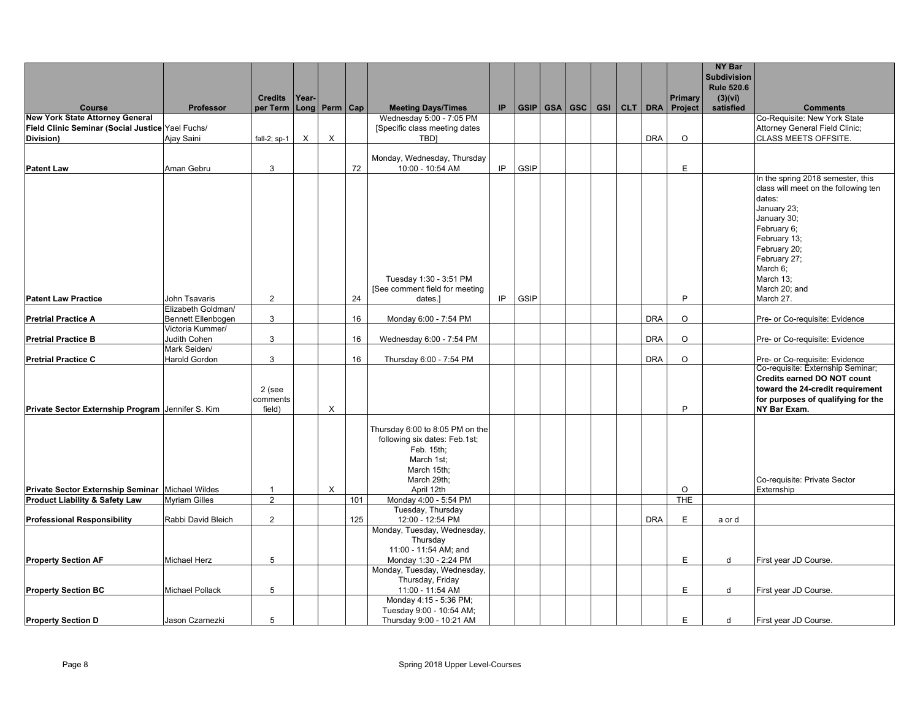| Course | Professor | Credits per Term | Year-Long | Perm | Cap | Meeting Days/Times | IP | GSIP | GSA | GSC | GSI | CLT | DRA | Primary Project | NY Bar Subdivision Rule 520.6 (3)(vi) satisfied | Comments |
|---|---|---|---|---|---|---|---|---|---|---|---|---|---|---|---|---|
| **New York State Attorney General Field Clinic Seminar (Social Justice Division)** | Yael Fuchs/ Ajay Saini | fall-2; sp-1 | X | X | | Wednesday 5:00 - 7:05 PM [Specific class meeting dates TBD] | | | | | | | DRA | O | | Co-Requisite: New York State Attorney General Field Clinic; CLASS MEETS OFFSITE. |
| **Patent Law** | Aman Gebru | 3 | | | 72 | Monday, Wednesday, Thursday 10:00 - 10:54 AM | IP | GSIP | | | | | | E | | |
| **Patent Law Practice** | John Tsavaris | 2 | | | 24 | Tuesday 1:30 - 3:51 PM [See comment field for meeting dates.] | IP | GSIP | | | | | | P | | In the spring 2018 semester, this class will meet on the following ten dates: January 23; January 30; February 6; February 13; February 20; February 27; March 6; March 13; March 20; and March 27. |
| **Pretrial Practice A** | Elizabeth Goldman/ Bennett Ellenbogen | 3 | | | 16 | Monday 6:00 - 7:54 PM | | | | | | | DRA | O | | Pre- or Co-requisite: Evidence |
| **Pretrial Practice B** | Victoria Kummer/ Judith Cohen | 3 | | | 16 | Wednesday 6:00 - 7:54 PM | | | | | | | DRA | O | | Pre- or Co-requisite: Evidence |
| **Pretrial Practice C** | Mark Seiden/ Harold Gordon | 3 | | | 16 | Thursday 6:00 - 7:54 PM | | | | | | | DRA | O | | Pre- or Co-requisite: Evidence |
| **Private Sector Externship Program** | Jennifer S. Kim | 2 (see comments field) | | X | | | | | | | | | | P | | Co-requisite: Externship Seminar; **Credits earned DO NOT count toward the 24-credit requirement for purposes of qualifying for the NY Bar Exam.** |
| **Private Sector Externship Seminar** | Michael Wildes | 1 | | X | | Thursday 6:00 to 8:05 PM on the following six dates: Feb.1st; Feb. 15th; March 1st; March 15th; March 29th; April 12th | | | | | | | | O | | Co-requisite: Private Sector Externship |
| **Product Liability & Safety Law** | Myriam Gilles | 2 | | | 101 | Monday 4:00 - 5:54 PM | | | | | | | | THE | | |
| **Professional Responsibility** | Rabbi David Bleich | 2 | | | 125 | Tuesday, Thursday 12:00 - 12:54 PM | | | | | | | DRA | E | a or d | |
| **Property Section AF** | Michael Herz | 5 | | | | Monday, Tuesday, Wednesday, Thursday 11:00 - 11:54 AM; and Monday 1:30 - 2:24 PM | | | | | | | | E | d | First year JD Course. |
| **Property Section BC** | Michael Pollack | 5 | | | | Monday, Tuesday, Wednesday, Thursday, Friday 11:00 - 11:54 AM | | | | | | | | E | d | First year JD Course. |
| **Property Section D** | Jason Czarnezki | 5 | | | | Monday 4:15 - 5:36 PM; Tuesday 9:00 - 10:54 AM; Thursday 9:00 - 10:21 AM | | | | | | | | E | d | First year JD Course. |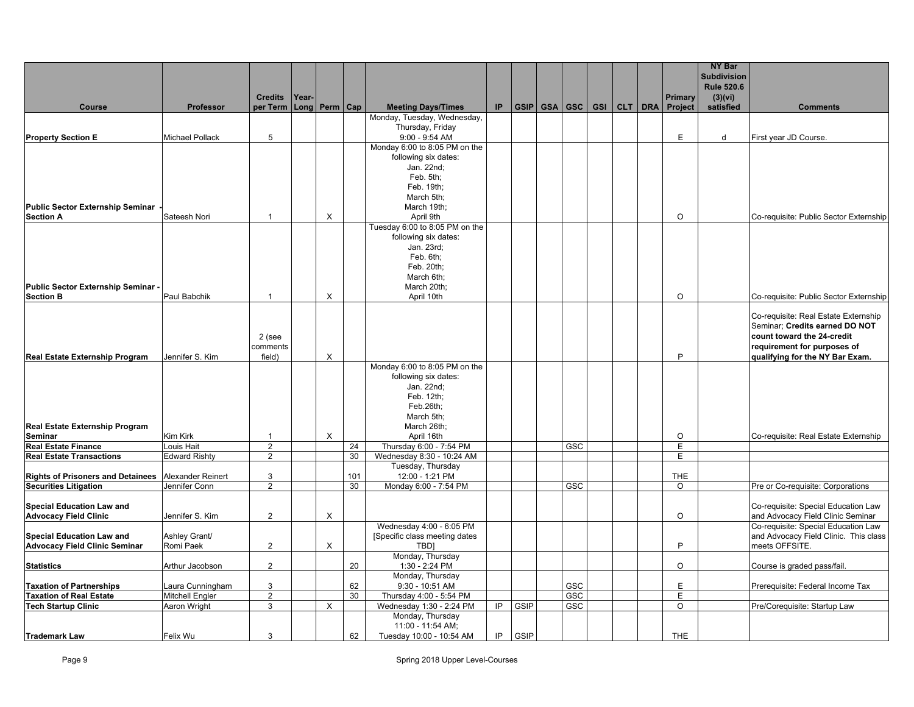| Course | Professor | Credits per Term | Year-Long | Perm | Cap | Meeting Days/Times | IP | GSIP | GSA | GSC | GSI | CLT | DRA | Primary Project | NY Bar Subdivision Rule 520.6 (3)(vi) satisfied | Comments |
|---|---|---|---|---|---|---|---|---|---|---|---|---|---|---|---|---|
| **Property Section E** | Michael Pollack | 5 | | | | Monday, Tuesday, Wednesday, Thursday, Friday 9:00 - 9:54 AM | | | | | | | | E | d | First year JD Course. |
| **Public Sector Externship Seminar - Section A** | Sateesh Nori | 1 | | X | | Monday 6:00 to 8:05 PM on the following six dates: Jan. 22nd; Feb. 5th; Feb. 19th; March 5th; March 19th; April 9th | | | | | | | | O | | Co-requisite: Public Sector Externship |
| **Public Sector Externship Seminar - Section B** | Paul Babchik | 1 | | X | | Tuesday 6:00 to 8:05 PM on the following six dates: Jan. 23rd; Feb. 6th; Feb. 20th; March 6th; March 20th; April 10th | | | | | | | | O | | Co-requisite: Public Sector Externship |
| **Real Estate Externship Program** | Jennifer S. Kim | 2 (see comments field) | | X | | | | | | | | | | P | | Co-requisite: Real Estate Externship Seminar; **Credits earned DO NOT count toward the 24-credit requirement for purposes of qualifying for the NY Bar Exam.** |
| **Real Estate Externship Program Seminar** | Kim Kirk | 1 | | X | | Monday 6:00 to 8:05 PM on the following six dates: Jan. 22nd; Feb. 12th; Feb.26th; March 5th; March 26th; April 16th | | | | | | | | O | | Co-requisite: Real Estate Externship |
| **Real Estate Finance** | Louis Hait | 2 | | | 24 | Thursday 6:00 - 7:54 PM | | | | GSC | | | | E | | |
| **Real Estate Transactions** | Edward Rishty | 2 | | | 30 | Wednesday 8:30 - 10:24 AM | | | | | | | | E | | |
| **Rights of Prisoners and Detainees** | Alexander Reinert | 3 | | | 101 | Tuesday, Thursday 12:00 - 1:21 PM | | | | | | | | THE | | |
| **Securities Litigation** | Jennifer Conn | 2 | | | 30 | Monday 6:00 - 7:54 PM | | | | GSC | | | | O | | Pre or Co-requisite: Corporations |
| **Special Education Law and Advocacy Field Clinic** | Jennifer S. Kim | 2 | | X | | | | | | | | | | O | | Co-requisite: Special Education Law and Advocacy Field Clinic Seminar |
| **Special Education Law and Advocacy Field Clinic Seminar** | Ashley Grant/ Romi Paek | 2 | | X | | Wednesday 4:00 - 6:05 PM [Specific class meeting dates TBD] | | | | | | | | P | | Co-requisite: Special Education Law and Advocacy Field Clinic. This class meets OFFSITE. |
| **Statistics** | Arthur Jacobson | 2 | | | 20 | Monday, Thursday 1:30 - 2:24 PM | | | | | | | | O | | Course is graded pass/fail. |
| **Taxation of Partnerships** | Laura Cunningham | 3 | | | 62 | Monday, Thursday 9:30 - 10:51 AM | | | | GSC | | | | E | | Prerequisite: Federal Income Tax |
| **Taxation of Real Estate** | Mitchell Engler | 2 | | | 30 | Thursday 4:00 - 5:54 PM | | | | GSC | | | | E | | |
| **Tech Startup Clinic** | Aaron Wright | 3 | | X | | Wednesday 1:30 - 2:24 PM | IP | GSIP | | GSC | | | | O | | Pre/Corequisite: Startup Law |
| **Trademark Law** | Felix Wu | 3 | | | 62 | Monday, Thursday 11:00 - 11:54 AM; Tuesday 10:00 - 10:54 AM | IP | GSIP | | | | | | THE | | |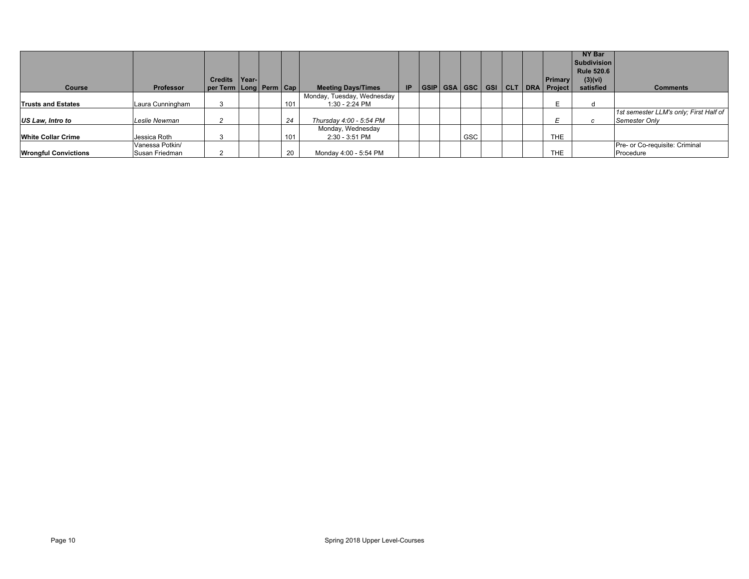| Course | Professor | Credits per Term | Year-Long | Perm | Cap | Meeting Days/Times | IP | GSIP | GSA | GSC | GSI | CLT | DRA | Primary Project | NY Bar Subdivision Rule 520.6 (3)(vi) satisfied | Comments |
|---|---|---|---|---|---|---|---|---|---|---|---|---|---|---|---|---|
| **Trusts and Estates** | Laura Cunningham | 3 | | | 101 | Monday, Tuesday, Wednesday 1:30 - 2:24 PM | | | | | | | | E | d | |
| ***US Law, Intro to*** | *Leslie Newman* | *2* | | | *24* | *Thursday 4:00 - 5:54 PM* | | | | | | | | *E* | *c* | *1st semester LLM's only; First Half of Semester Only* |
| **White Collar Crime** | Jessica Roth | 3 | | | 101 | Monday, Wednesday 2:30 - 3:51 PM | | | | GSC | | | | THE | | |
| **Wrongful Convictions** | Vanessa Potkin/ Susan Friedman | 2 | | | 20 | Monday 4:00 - 5:54 PM | | | | | | | | THE | | Pre- or Co-requisite: Criminal Procedure |